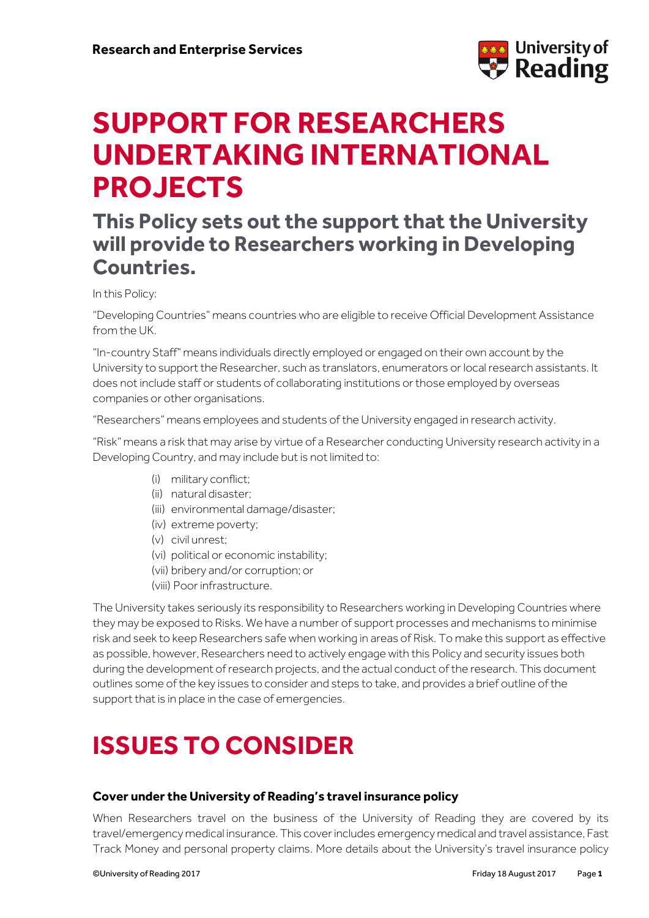Research and Enterprise Services

# SUPPORT FOR RESEARCHERS UNDERTAKING INTERNATIONAL PROJECTS

## This Policy sets out the support that the University will provide to Researchers working in Developing Countries.

In this Policy:

"Developing Countries" means countries who are eligible to receive Official Development Assistance from the UK.

"In-country Staff" means individuals directly employed or engaged on their own account by the University to support the Researcher, such as translators, enumerators or local research assistants. It does not include staff or students of collaborating institutions or those employed by overseas companies or other organisations.

"Researchers" means employees and students of the University engaged in research activity.

"Risk" means a risk that may arise by virtue of a Researcher conducting University research activity in a Developing Country, and may include but is not limited to:

- (i) military conflict;
- (ii) natural disaster;
- (iii) environmental damage/disaster;
- (iv) extreme poverty;
- (v) civil unrest;
- (vi) political or economic instability;
- (vii) bribery and/or corruption; or
- (viii) Poor infrastructure.

The University takes seriously its responsibility to Researchers working in Developing Countries where they may be exposed to Risks. We have a number of support processes and mechanisms to minimise risk and seek to keep Researchers safe when working in areas of Risk. To make this support as effective as possible, however, Researchers need to actively engage with this Policy and security issues both during the development of research projects, and the actual conduct of the research. This document outlines some of the key issues to consider and steps to take, and provides a brief outline of the support that is in place in the case of emergencies.

# ISSUES TO CONSIDER

### Cover under the University of Reading's travel insurance policy

When Researchers travel on the business of the University of Reading they are covered by its travel/emergency medical insurance. This cover includes emergency medical and travel assistance, Fast Track Money and personal property claims. More details about the University's travel insurance policy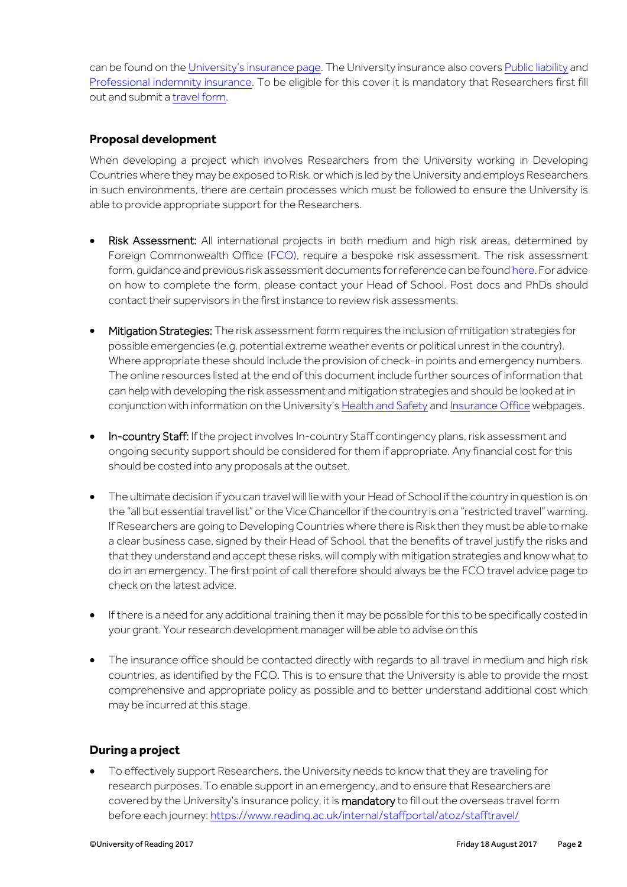can be found on the University's insurance page. The University insurance also covers Public liability and Professional indemnity insurance. To be eligible for this cover it is mandatory that Researchers first fill out and submit a travel form.

### Proposal development

When developing a project which involves Researchers from the University working in Developing Countries where they may be exposed to Risk, or which is led by the University and employs Researchers in such environments, there are certain processes which must be followed to ensure the University is able to provide appropriate support for the Researchers.

- **Risk Assessment:** All international projects in both medium and high risk areas, determined by Foreign Commonwealth Office (FCO), require a bespoke risk assessment. The risk assessment form, guidance and previous risk assessment documents for reference can be found here. For advice on how to complete the form, please contact your Head of School. Post docs and PhDs should contact their supervisors in the first instance to review risk assessments.

- **Mitigation Strategies:** The risk assessment form requires the inclusion of mitigation strategies for possible emergencies (e.g. potential extreme weather events or political unrest in the country). Where appropriate these should include the provision of check-in points and emergency numbers. The online resources listed at the end of this document include further sources of information that can help with developing the risk assessment and mitigation strategies and should be looked at in conjunction with information on the University's Health and Safety and Insurance Office webpages.

- **In-country Staff:** If the project involves In-country Staff contingency plans, risk assessment and ongoing security support should be considered for them if appropriate. Any financial cost for this should be costed into any proposals at the outset.

- The ultimate decision if you can travel will lie with your Head of School if the country in question is on the "all but essential travel list" or the Vice Chancellor if the country is on a "restricted travel" warning. If Researchers are going to Developing Countries where there is Risk then they must be able to make a clear business case, signed by their Head of School, that the benefits of travel justify the risks and that they understand and accept these risks, will comply with mitigation strategies and know what to do in an emergency. The first point of call therefore should always be the FCO travel advice page to check on the latest advice.

- If there is a need for any additional training then it may be possible for this to be specifically costed in your grant. Your research development manager will be able to advise on this

- The insurance office should be contacted directly with regards to all travel in medium and high risk countries, as identified by the FCO. This is to ensure that the University is able to provide the most comprehensive and appropriate policy as possible and to better understand additional cost which may be incurred at this stage.

### During a project

- To effectively support Researchers, the University needs to know that they are traveling for research purposes. To enable support in an emergency, and to ensure that Researchers are covered by the University's insurance policy, it is **mandatory** to fill out the overseas travel form before each journey: https://www.reading.ac.uk/internal/staffportal/atoz/stafftravel/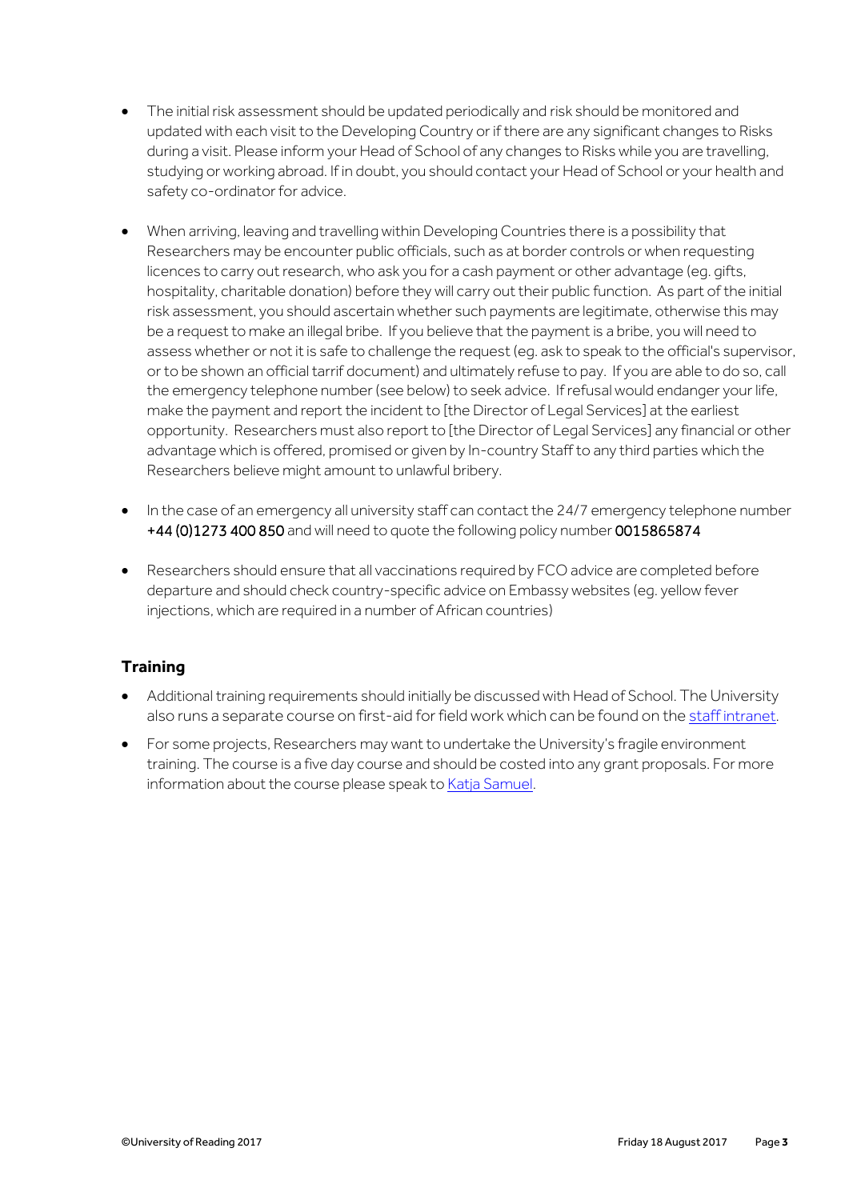- The initial risk assessment should be updated periodically and risk should be monitored and updated with each visit to the Developing Country or if there are any significant changes to Risks during a visit. Please inform your Head of School of any changes to Risks while you are travelling, studying or working abroad. If in doubt, you should contact your Head of School or your health and safety co-ordinator for advice.

- When arriving, leaving and travelling within Developing Countries there is a possibility that Researchers may be encounter public officials, such as at border controls or when requesting licences to carry out research, who ask you for a cash payment or other advantage (eg. gifts, hospitality, charitable donation) before they will carry out their public function. As part of the initial risk assessment, you should ascertain whether such payments are legitimate, otherwise this may be a request to make an illegal bribe. If you believe that the payment is a bribe, you will need to assess whether or not it is safe to challenge the request (eg. ask to speak to the official's supervisor, or to be shown an official tarrif document) and ultimately refuse to pay. If you are able to do so, call the emergency telephone number (see below) to seek advice. If refusal would endanger your life, make the payment and report the incident to [the Director of Legal Services] at the earliest opportunity. Researchers must also report to [the Director of Legal Services] any financial or other advantage which is offered, promised or given by In-country Staff to any third parties which the Researchers believe might amount to unlawful bribery.

- In the case of an emergency all university staff can contact the 24/7 emergency telephone number +44 (0)1273 400 850 and will need to quote the following policy number 0015865874

- Researchers should ensure that all vaccinations required by FCO advice are completed before departure and should check country-specific advice on Embassy websites (eg. yellow fever injections, which are required in a number of African countries)

## Training

- Additional training requirements should initially be discussed with Head of School. The University also runs a separate course on first-aid for field work which can be found on the staff intranet.

- For some projects, Researchers may want to undertake the University's fragile environment training. The course is a five day course and should be costed into any grant proposals. For more information about the course please speak to Katja Samuel.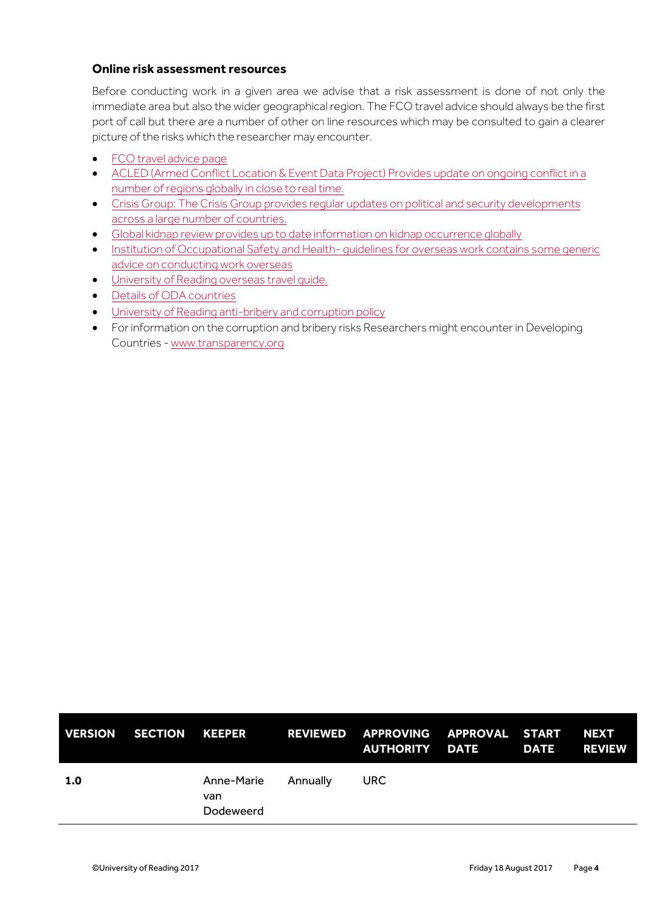### Online risk assessment resources

Before conducting work in a given area we advise that a risk assessment is done of not only the immediate area but also the wider geographical region. The FCO travel advice should always be the first port of call but there are a number of other on line resources which may be consulted to gain a clearer picture of the risks which the researcher may encounter.

- FCO travel advice page
- ACLED (Armed Conflict Location & Event Data Project) Provides update on ongoing conflict in a number of regions globally in close to real time.
- Crisis Group: The Crisis Group provides regular updates on political and security developments across a large number of countries.
- Global kidnap review provides up to date information on kidnap occurrence globally
- Institution of Occupational Safety and Health- guidelines for overseas work contains some generic advice on conducting work overseas
- University of Reading overseas travel guide.
- Details of ODA countries
- University of Reading anti-bribery and corruption policy
- For information on the corruption and bribery risks Researchers might encounter in Developing Countries - www.transparency.org

| VERSION | SECTION | KEEPER | REVIEWED | APPROVING AUTHORITY | APPROVAL DATE | START DATE | NEXT REVIEW |
|---|---|---|---|---|---|---|---|
| 1.0 | | Anne-Marie van Dodeweerd | Annually | URC | | | |

©University of Reading 2017

Friday 18 August 2017